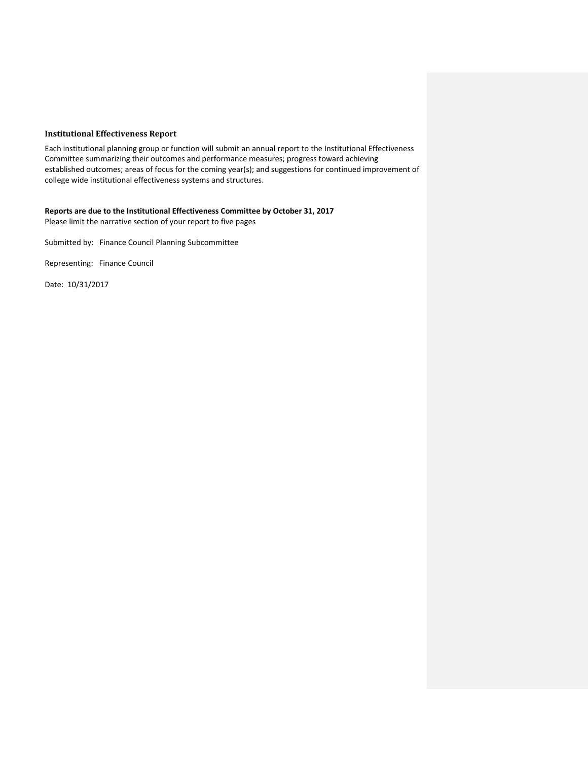### Institutional Effectiveness Report

Each institutional planning group or function will submit an annual report to the Institutional Effectiveness Committee summarizing their outcomes and performance measures; progress toward achieving established outcomes; areas of focus for the coming year(s); and suggestions for continued improvement of college wide institutional effectiveness systems and structures.

**Reports are due to the Institutional Effectiveness Committee by October 31, 2017**
Please limit the narrative section of your report to five pages

Submitted by: Finance Council Planning Subcommittee

Representing: Finance Council

Date: 10/31/2017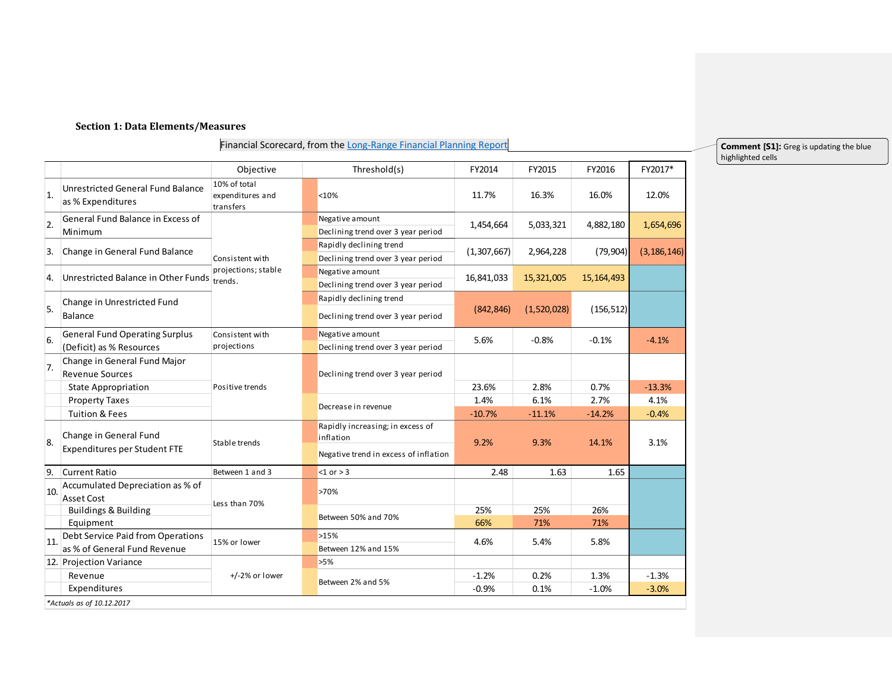**Section 1: Data Elements/Measures**

Financial Scorecard, from the Long-Range Financial Planning Report

|  |  | Objective | Threshold(s) | FY2014 | FY2015 | FY2016 | FY2017* |
|---|---|---|---|---|---|---|---|
| 1. | Unrestricted General Fund Balance as % Expenditures | 10% of total expenditures and transfers | <10% | 11.7% | 16.3% | 16.0% | 12.0% |
| 2. | General Fund Balance in Excess of Minimum | Consistent with projections; stable trends. | Negative amount<br>Declining trend over 3 year period | 1,454,664 | 5,033,321 | 4,882,180 | 1,654,696 |
| 3. | Change in General Fund Balance |  | Rapidly declining trend<br>Declining trend over 3 year period | (1,307,667) | 2,964,228 | (79,904) | (3,186,146) |
| 4. | Unrestricted Balance in Other Funds |  | Negative amount<br>Declining trend over 3 year period | 16,841,033 | 15,321,005 | 15,164,493 |  |
| 5. | Change in Unrestricted Fund Balance |  | Rapidly declining trend<br>Declining trend over 3 year period | (842,846) | (1,520,028) | (156,512) |  |
| 6. | General Fund Operating Surplus (Deficit) as % Resources | Consistent with projections | Negative amount<br>Declining trend over 3 year period | 5.6% | -0.8% | -0.1% | -4.1% |
| 7. | Change in General Fund Major Revenue Sources | Positive trends | Declining trend over 3 year period |  |  |  |  |
|  | State Appropriation |  |  | 23.6% | 2.8% | 0.7% | -13.3% |
|  | Property Taxes |  | Decrease in revenue | 1.4% | 6.1% | 2.7% | 4.1% |
|  | Tuition & Fees |  |  | -10.7% | -11.1% | -14.2% | -0.4% |
| 8. | Change in General Fund Expenditures per Student FTE | Stable trends | Rapidly increasing; in excess of inflation<br>Negative trend in excess of inflation | 9.2% | 9.3% | 14.1% | 3.1% |
| 9. | Current Ratio | Between 1 and 3 | <1 or > 3 | 2.48 | 1.63 | 1.65 |  |
| 10. | Accumulated Depreciation as % of Asset Cost | Less than 70% | >70% |  |  |  |  |
|  | Buildings & Building |  | Between 50% and 70% | 25% | 25% | 26% |  |
|  | Equipment |  |  | 66% | 71% | 71% |  |
| 11. | Debt Service Paid from Operations as % of General Fund Revenue | 15% or lower | >15%<br>Between 12% and 15% | 4.6% | 5.4% | 5.8% |  |
| 12. | Projection Variance | +/-2% or lower | >5% |  |  |  |  |
|  | Revenue |  | Between 2% and 5% | -1.2% | 0.2% | 1.3% | -1.3% |
|  | Expenditures |  |  | -0.9% | 0.1% | -1.0% | -3.0% |

*\*Actuals as of 10.12.2017*

**Comment [S1]:** Greg is updating the blue highlighted cells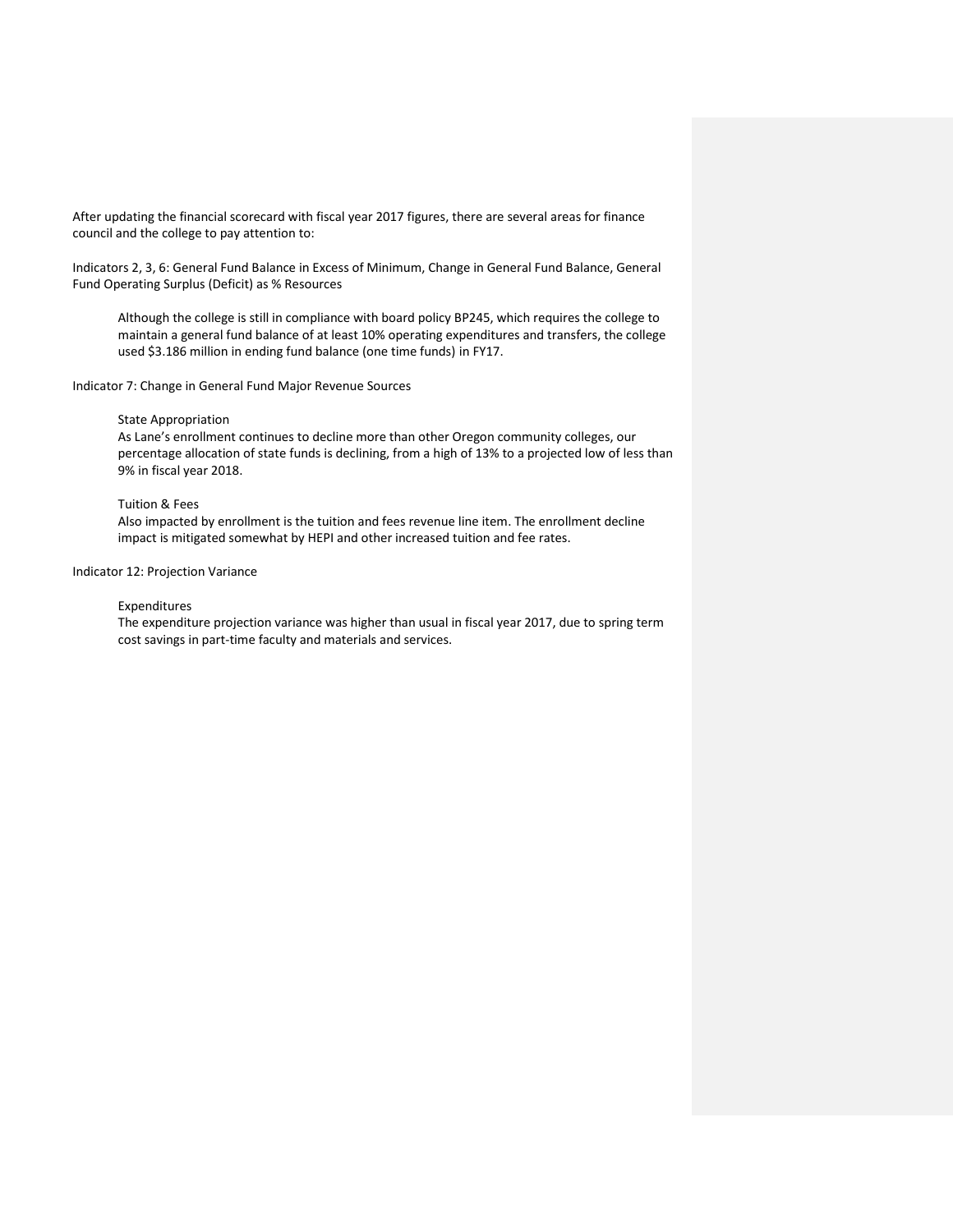After updating the financial scorecard with fiscal year 2017 figures, there are several areas for finance council and the college to pay attention to:

Indicators 2, 3, 6: General Fund Balance in Excess of Minimum, Change in General Fund Balance, General Fund Operating Surplus (Deficit) as % Resources

> Although the college is still in compliance with board policy BP245, which requires the college to maintain a general fund balance of at least 10% operating expenditures and transfers, the college used $3.186 million in ending fund balance (one time funds) in FY17.

Indicator 7: Change in General Fund Major Revenue Sources

> State Appropriation
> As Lane's enrollment continues to decline more than other Oregon community colleges, our percentage allocation of state funds is declining, from a high of 13% to a projected low of less than 9% in fiscal year 2018.
>
> Tuition & Fees
> Also impacted by enrollment is the tuition and fees revenue line item. The enrollment decline impact is mitigated somewhat by HEPI and other increased tuition and fee rates.

Indicator 12: Projection Variance

> Expenditures
> The expenditure projection variance was higher than usual in fiscal year 2017, due to spring term cost savings in part-time faculty and materials and services.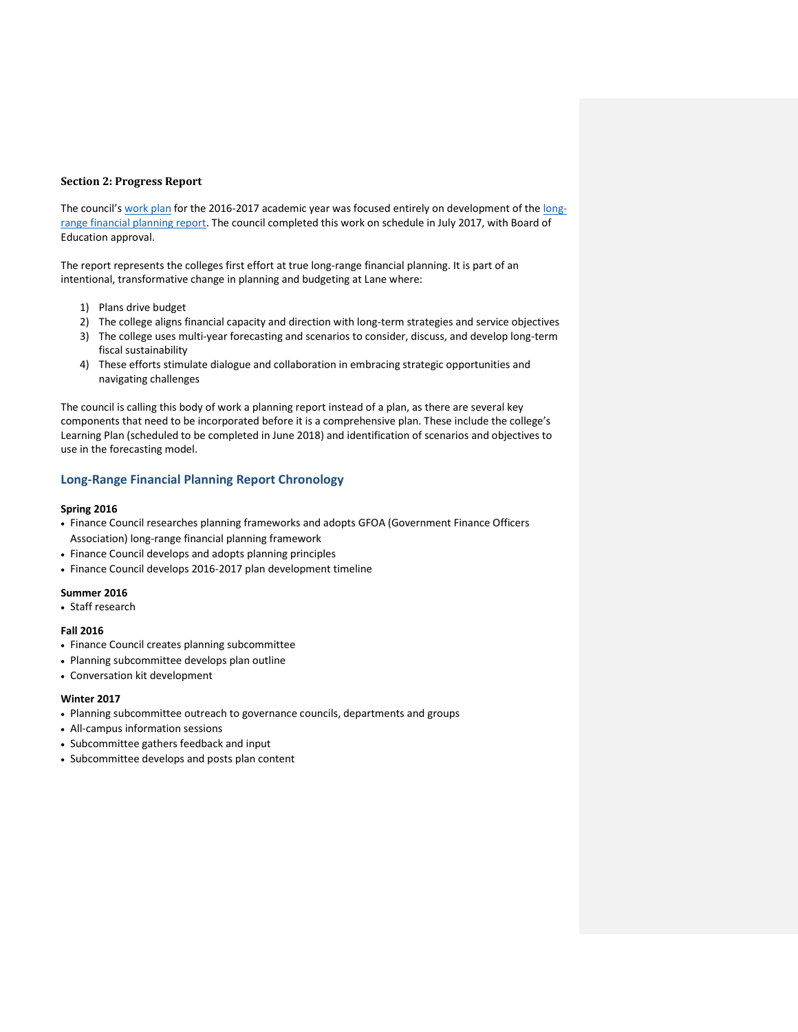**Section 2: Progress Report**

The council's work plan for the 2016-2017 academic year was focused entirely on development of the long-range financial planning report. The council completed this work on schedule in July 2017, with Board of Education approval.

The report represents the colleges first effort at true long-range financial planning. It is part of an intentional, transformative change in planning and budgeting at Lane where:

1) Plans drive budget
2) The college aligns financial capacity and direction with long-term strategies and service objectives
3) The college uses multi-year forecasting and scenarios to consider, discuss, and develop long-term fiscal sustainability
4) These efforts stimulate dialogue and collaboration in embracing strategic opportunities and navigating challenges

The council is calling this body of work a planning report instead of a plan, as there are several key components that need to be incorporated before it is a comprehensive plan. These include the college's Learning Plan (scheduled to be completed in June 2018) and identification of scenarios and objectives to use in the forecasting model.

## Long-Range Financial Planning Report Chronology

**Spring 2016**

- Finance Council researches planning frameworks and adopts GFOA (Government Finance Officers Association) long-range financial planning framework
- Finance Council develops and adopts planning principles
- Finance Council develops 2016-2017 plan development timeline

**Summer 2016**

- Staff research

**Fall 2016**

- Finance Council creates planning subcommittee
- Planning subcommittee develops plan outline
- Conversation kit development

**Winter 2017**

- Planning subcommittee outreach to governance councils, departments and groups
- All-campus information sessions
- Subcommittee gathers feedback and input
- Subcommittee develops and posts plan content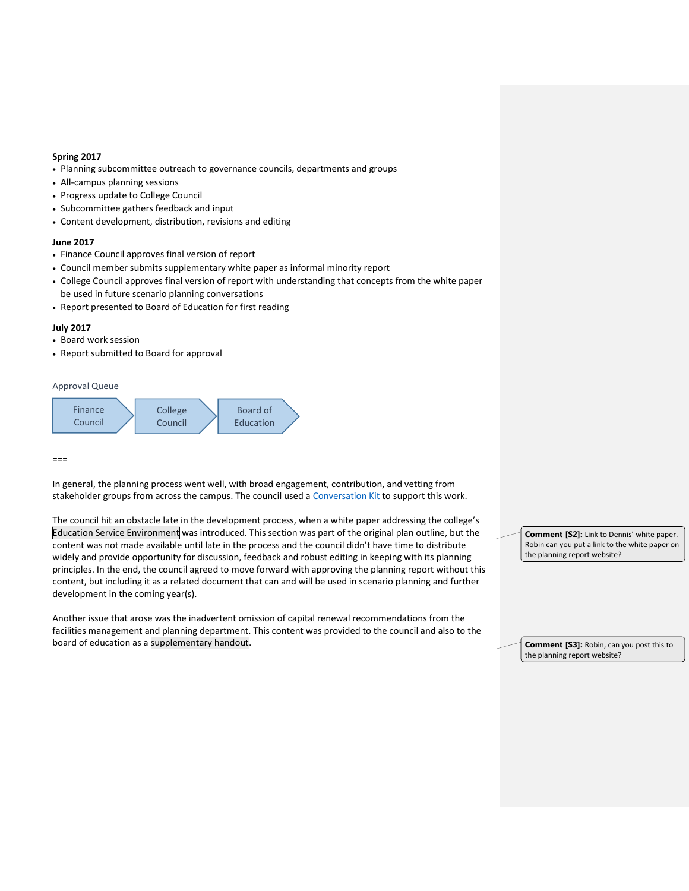**Spring 2017**

- Planning subcommittee outreach to governance councils, departments and groups
- All-campus planning sessions
- Progress update to College Council
- Subcommittee gathers feedback and input
- Content development, distribution, revisions and editing

**June 2017**

- Finance Council approves final version of report
- Council member submits supplementary white paper as informal minority report
- College Council approves final version of report with understanding that concepts from the white paper be used in future scenario planning conversations
- Report presented to Board of Education for first reading

**July 2017**

- Board work session
- Report submitted to Board for approval

Approval Queue

Finance Council → College Council → Board of Education

===

In general, the planning process went well, with broad engagement, contribution, and vetting from stakeholder groups from across the campus. The council used a [Conversation Kit](#) to support this work.

The council hit an obstacle late in the development process, when a white paper addressing the college's Education Service Environment was introduced. This section was part of the original plan outline, but the content was not made available until late in the process and the council didn't have time to distribute widely and provide opportunity for discussion, feedback and robust editing in keeping with its planning principles. In the end, the council agreed to move forward with approving the planning report without this content, but including it as a related document that can and will be used in scenario planning and further development in the coming year(s).

**Comment [S2]:** Link to Dennis' white paper. Robin can you put a link to the white paper on the planning report website?

Another issue that arose was the inadvertent omission of capital renewal recommendations from the facilities management and planning department. This content was provided to the council and also to the board of education as a supplementary handout.

**Comment [S3]:** Robin, can you post this to the planning report website?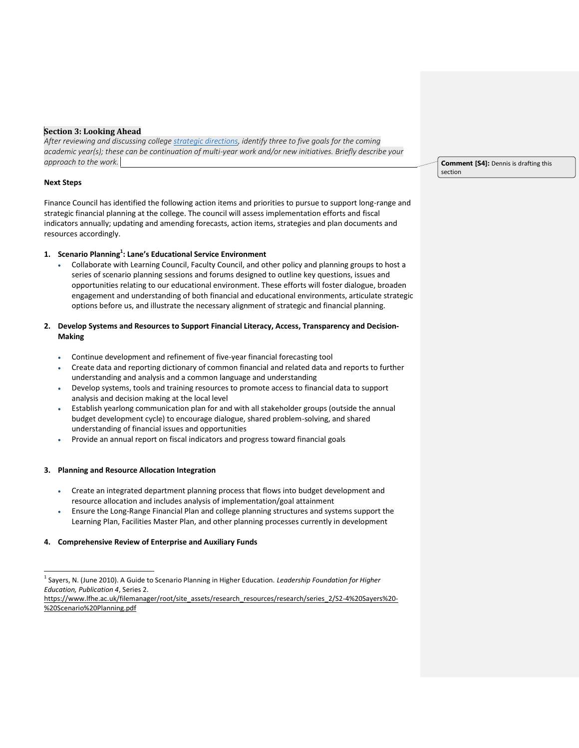## Section 3: Looking Ahead

*After reviewing and discussing college strategic directions, identify three to five goals for the coming academic year(s); these can be continuation of multi-year work and/or new initiatives. Briefly describe your approach to the work.*

**Comment [S4]:** Dennis is drafting this section

**Next Steps**

Finance Council has identified the following action items and priorities to pursue to support long-range and strategic financial planning at the college. The council will assess implementation efforts and fiscal indicators annually; updating and amending forecasts, action items, strategies and plan documents and resources accordingly.

1. **Scenario Planning[1]: Lane's Educational Service Environment**
   - Collaborate with Learning Council, Faculty Council, and other policy and planning groups to host a series of scenario planning sessions and forums designed to outline key questions, issues and opportunities relating to our educational environment. These efforts will foster dialogue, broaden engagement and understanding of both financial and educational environments, articulate strategic options before us, and illustrate the necessary alignment of strategic and financial planning.

2. **Develop Systems and Resources to Support Financial Literacy, Access, Transparency and Decision-Making**
   - Continue development and refinement of five-year financial forecasting tool
   - Create data and reporting dictionary of common financial and related data and reports to further understanding and analysis and a common language and understanding
   - Develop systems, tools and training resources to promote access to financial data to support analysis and decision making at the local level
   - Establish yearlong communication plan for and with all stakeholder groups (outside the annual budget development cycle) to encourage dialogue, shared problem-solving, and shared understanding of financial issues and opportunities
   - Provide an annual report on fiscal indicators and progress toward financial goals

3. **Planning and Resource Allocation Integration**
   - Create an integrated department planning process that flows into budget development and resource allocation and includes analysis of implementation/goal attainment
   - Ensure the Long-Range Financial Plan and college planning structures and systems support the Learning Plan, Facilities Master Plan, and other planning processes currently in development

4. **Comprehensive Review of Enterprise and Auxiliary Funds**

---

[1] Sayers, N. (June 2010). A Guide to Scenario Planning in Higher Education. *Leadership Foundation for Higher Education, Publication 4*, Series 2. https://www.lfhe.ac.uk/filemanager/root/site_assets/research_resources/research/series_2/S2-4%20Sayers%20-%20Scenario%20Planning.pdf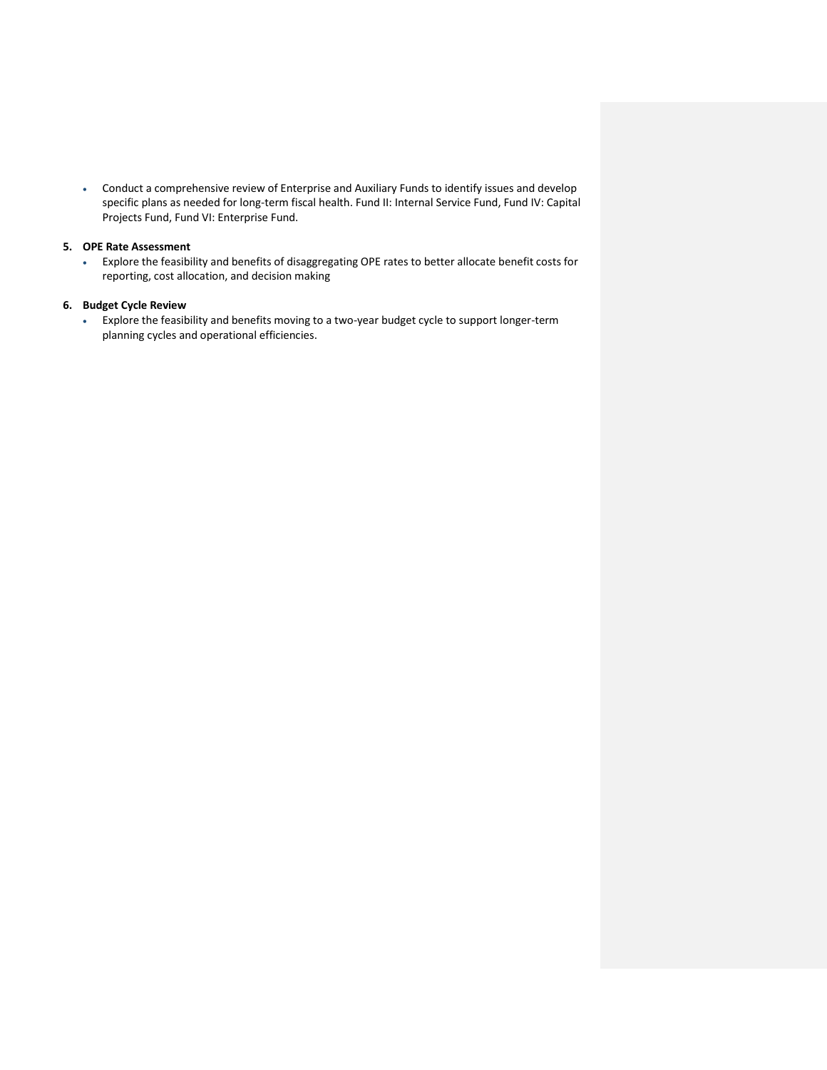- Conduct a comprehensive review of Enterprise and Auxiliary Funds to identify issues and develop specific plans as needed for long-term fiscal health. Fund II: Internal Service Fund, Fund IV: Capital Projects Fund, Fund VI: Enterprise Fund.

5. **OPE Rate Assessment**
   - Explore the feasibility and benefits of disaggregating OPE rates to better allocate benefit costs for reporting, cost allocation, and decision making

6. **Budget Cycle Review**
   - Explore the feasibility and benefits moving to a two-year budget cycle to support longer-term planning cycles and operational efficiencies.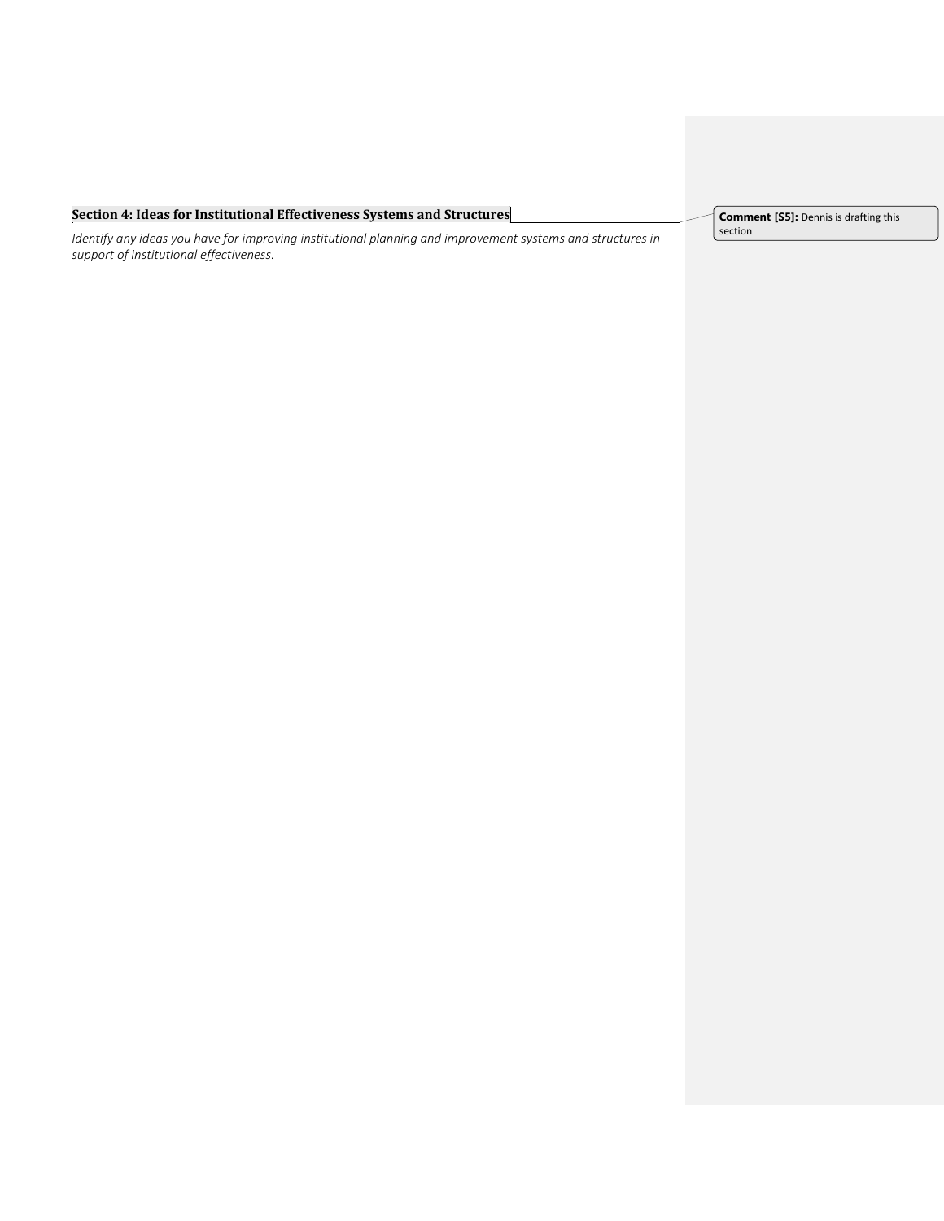## Section 4: Ideas for Institutional Effectiveness Systems and Structures

*Identify any ideas you have for improving institutional planning and improvement systems and structures in support of institutional effectiveness.*

**Comment [S5]:** Dennis is drafting this section